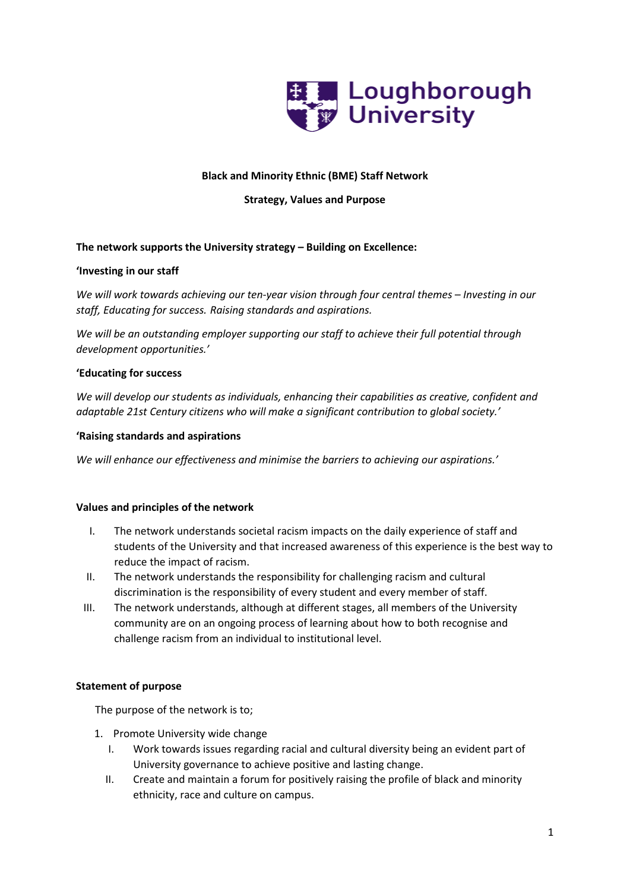**Black and Minority Ethnic (BME) Staff Network**

**Strategy, Values and Purpose**

**The network supports the University strategy – Building on Excellence:**

**'Investing in our staff**

*We will work towards achieving our ten-year vision through four central themes – Investing in our staff, Educating for success. Raising standards and aspirations.*

*We will be an outstanding employer supporting our staff to achieve their full potential through development opportunities.'*

**'Educating for success**

*We will develop our students as individuals, enhancing their capabilities as creative, confident and adaptable 21st Century citizens who will make a significant contribution to global society.'*

**'Raising standards and aspirations**

*We will enhance our effectiveness and minimise the barriers to achieving our aspirations.'*

**Values and principles of the network**

I. The network understands societal racism impacts on the daily experience of staff and students of the University and that increased awareness of this experience is the best way to reduce the impact of racism.
II. The network understands the responsibility for challenging racism and cultural discrimination is the responsibility of every student and every member of staff.
III. The network understands, although at different stages, all members of the University community are on an ongoing process of learning about how to both recognise and challenge racism from an individual to institutional level.

**Statement of purpose**

The purpose of the network is to;

1. Promote University wide change
   I. Work towards issues regarding racial and cultural diversity being an evident part of University governance to achieve positive and lasting change.
   II. Create and maintain a forum for positively raising the profile of black and minority ethnicity, race and culture on campus.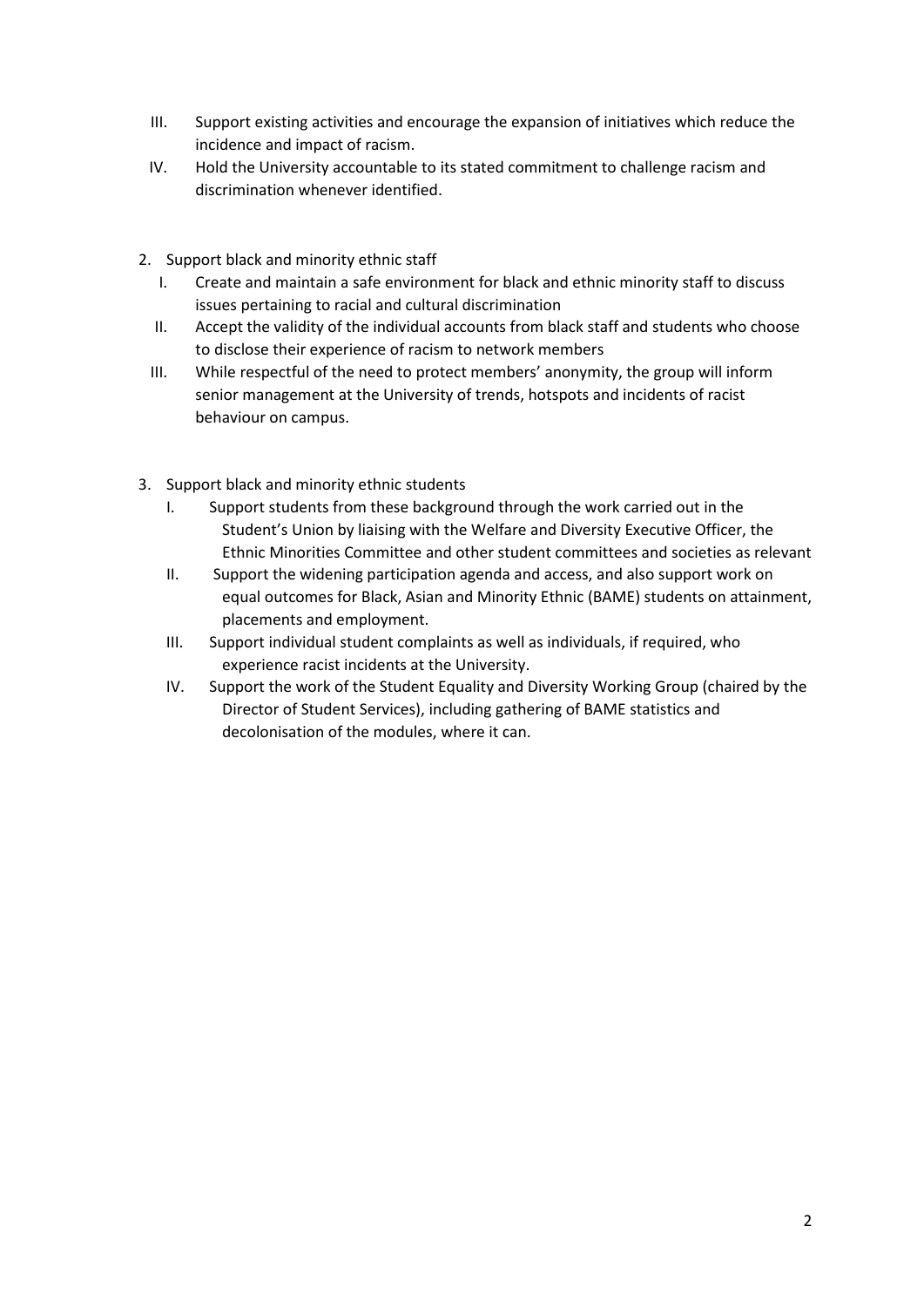III. Support existing activities and encourage the expansion of initiatives which reduce the incidence and impact of racism.

IV. Hold the University accountable to its stated commitment to challenge racism and discrimination whenever identified.

2. Support black and minority ethnic staff

   I. Create and maintain a safe environment for black and ethnic minority staff to discuss issues pertaining to racial and cultural discrimination

   II. Accept the validity of the individual accounts from black staff and students who choose to disclose their experience of racism to network members

   III. While respectful of the need to protect members' anonymity, the group will inform senior management at the University of trends, hotspots and incidents of racist behaviour on campus.

3. Support black and minority ethnic students

   I. Support students from these background through the work carried out in the Student's Union by liaising with the Welfare and Diversity Executive Officer, the Ethnic Minorities Committee and other student committees and societies as relevant

   II. Support the widening participation agenda and access, and also support work on equal outcomes for Black, Asian and Minority Ethnic (BAME) students on attainment, placements and employment.

   III. Support individual student complaints as well as individuals, if required, who experience racist incidents at the University.

   IV. Support the work of the Student Equality and Diversity Working Group (chaired by the Director of Student Services), including gathering of BAME statistics and decolonisation of the modules, where it can.